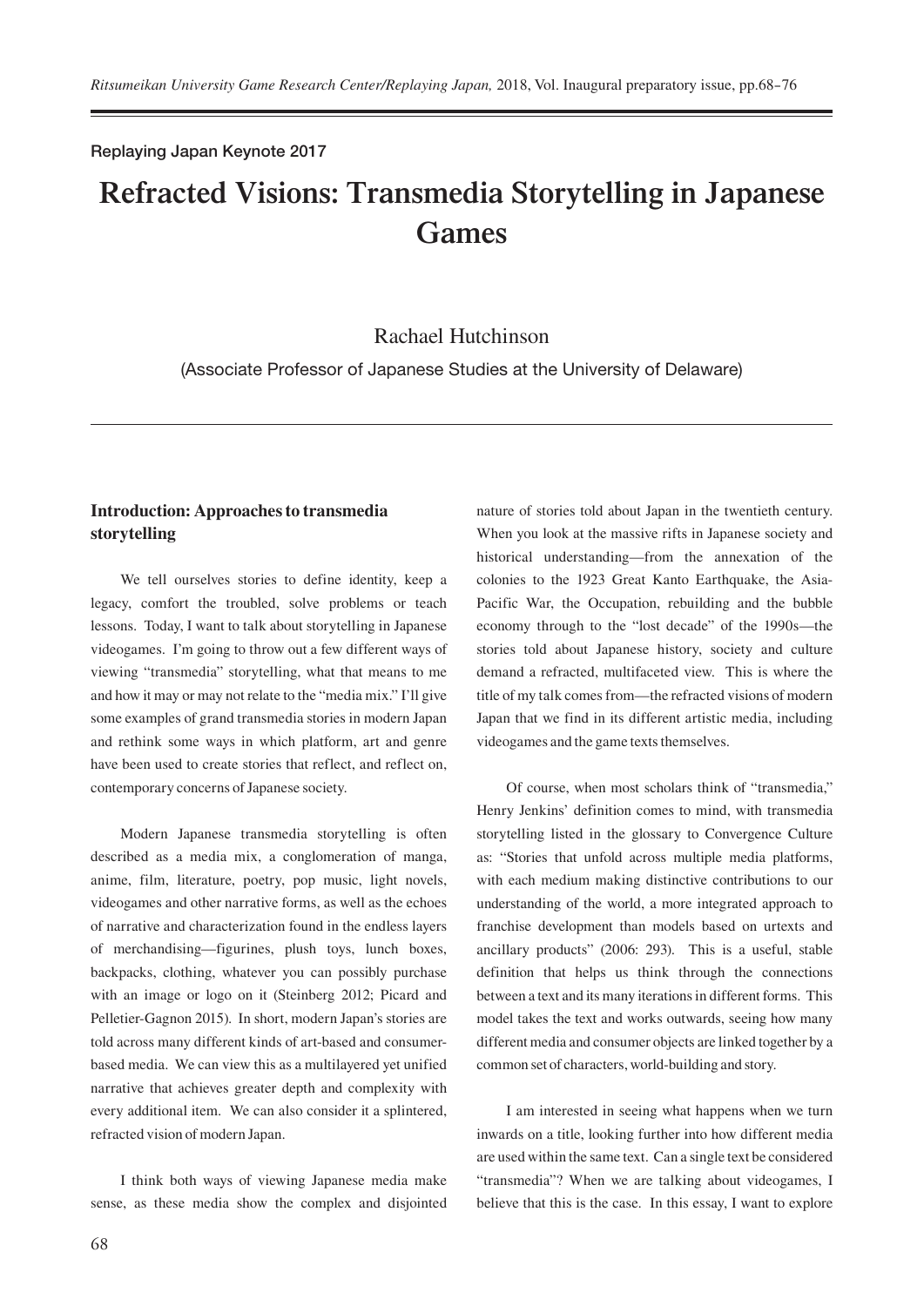Replaying Japan Keynote 2017

# Refracted Visions: Transmedia Storytelling in Japanese Games

Rachael Hutchinson

(Associate Professor of Japanese Studies at the University of Delaware)

## Introduction: Approaches to transmedia storytelling

We tell ourselves stories to define identity, keep a legacy, comfort the troubled, solve problems or teach lessons. Today, I want to talk about storytelling in Japanese videogames. I'm going to throw out a few different ways of viewing "transmedia" storytelling, what that means to me and how it may or may not relate to the "media mix." I'll give some examples of grand transmedia stories in modern Japan and rethink some ways in which platform, art and genre have been used to create stories that reflect, and reflect on, contemporary concerns of Japanese society.

Modern Japanese transmedia storytelling is often described as a media mix, a conglomeration of manga, anime, film, literature, poetry, pop music, light novels, videogames and other narrative forms, as well as the echoes of narrative and characterization found in the endless layers of merchandising—figurines, plush toys, lunch boxes, backpacks, clothing, whatever you can possibly purchase with an image or logo on it (Steinberg 2012; Picard and Pelletier-Gagnon 2015). In short, modern Japan's stories are told across many different kinds of art-based and consumer-based media. We can view this as a multilayered yet unified narrative that achieves greater depth and complexity with every additional item. We can also consider it a splintered, refracted vision of modern Japan.

I think both ways of viewing Japanese media make sense, as these media show the complex and disjointed nature of stories told about Japan in the twentieth century. When you look at the massive rifts in Japanese society and historical understanding—from the annexation of the colonies to the 1923 Great Kanto Earthquake, the Asia-Pacific War, the Occupation, rebuilding and the bubble economy through to the "lost decade" of the 1990s—the stories told about Japanese history, society and culture demand a refracted, multifaceted view. This is where the title of my talk comes from—the refracted visions of modern Japan that we find in its different artistic media, including videogames and the game texts themselves.

Of course, when most scholars think of "transmedia," Henry Jenkins' definition comes to mind, with transmedia storytelling listed in the glossary to Convergence Culture as: "Stories that unfold across multiple media platforms, with each medium making distinctive contributions to our understanding of the world, a more integrated approach to franchise development than models based on urtexts and ancillary products" (2006: 293). This is a useful, stable definition that helps us think through the connections between a text and its many iterations in different forms. This model takes the text and works outwards, seeing how many different media and consumer objects are linked together by a common set of characters, world-building and story.

I am interested in seeing what happens when we turn inwards on a title, looking further into how different media are used within the same text. Can a single text be considered "transmedia"? When we are talking about videogames, I believe that this is the case. In this essay, I want to explore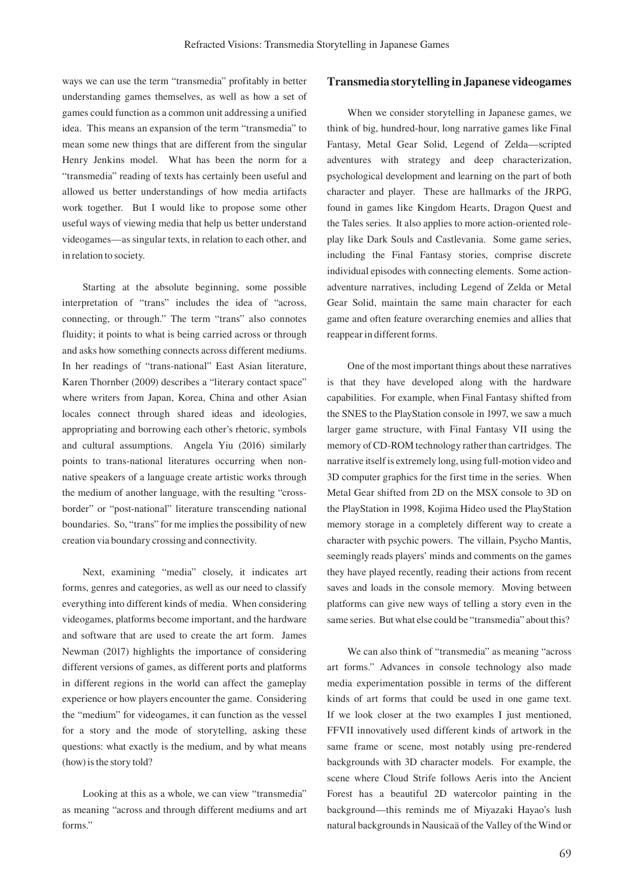ways we can use the term "transmedia" profitably in better understanding games themselves, as well as how a set of games could function as a common unit addressing a unified idea. This means an expansion of the term "transmedia" to mean some new things that are different from the singular Henry Jenkins model. What has been the norm for a "transmedia" reading of texts has certainly been useful and allowed us better understandings of how media artifacts work together. But I would like to propose some other useful ways of viewing media that help us better understand videogames—as singular texts, in relation to each other, and in relation to society.

Starting at the absolute beginning, some possible interpretation of "trans" includes the idea of "across, connecting, or through." The term "trans" also connotes fluidity; it points to what is being carried across or through and asks how something connects across different mediums. In her readings of "trans-national" East Asian literature, Karen Thornber (2009) describes a "literary contact space" where writers from Japan, Korea, China and other Asian locales connect through shared ideas and ideologies, appropriating and borrowing each other's rhetoric, symbols and cultural assumptions. Angela Yiu (2016) similarly points to trans-national literatures occurring when non-native speakers of a language create artistic works through the medium of another language, with the resulting "cross-border" or "post-national" literature transcending national boundaries. So, "trans" for me implies the possibility of new creation via boundary crossing and connectivity.

Next, examining "media" closely, it indicates art forms, genres and categories, as well as our need to classify everything into different kinds of media. When considering videogames, platforms become important, and the hardware and software that are used to create the art form. James Newman (2017) highlights the importance of considering different versions of games, as different ports and platforms in different regions in the world can affect the gameplay experience or how players encounter the game. Considering the "medium" for videogames, it can function as the vessel for a story and the mode of storytelling, asking these questions: what exactly is the medium, and by what means (how) is the story told?

Looking at this as a whole, we can view "transmedia" as meaning "across and through different mediums and art forms."

## Transmedia storytelling in Japanese videogames

When we consider storytelling in Japanese games, we think of big, hundred-hour, long narrative games like Final Fantasy, Metal Gear Solid, Legend of Zelda—scripted adventures with strategy and deep characterization, psychological development and learning on the part of both character and player. These are hallmarks of the JRPG, found in games like Kingdom Hearts, Dragon Quest and the Tales series. It also applies to more action-oriented role-play like Dark Souls and Castlevania. Some game series, including the Final Fantasy stories, comprise discrete individual episodes with connecting elements. Some action-adventure narratives, including Legend of Zelda or Metal Gear Solid, maintain the same main character for each game and often feature overarching enemies and allies that reappear in different forms.

One of the most important things about these narratives is that they have developed along with the hardware capabilities. For example, when Final Fantasy shifted from the SNES to the PlayStation console in 1997, we saw a much larger game structure, with Final Fantasy VII using the memory of CD-ROM technology rather than cartridges. The narrative itself is extremely long, using full-motion video and 3D computer graphics for the first time in the series. When Metal Gear shifted from 2D on the MSX console to 3D on the PlayStation in 1998, Kojima Hideo used the PlayStation memory storage in a completely different way to create a character with psychic powers. The villain, Psycho Mantis, seemingly reads players' minds and comments on the games they have played recently, reading their actions from recent saves and loads in the console memory. Moving between platforms can give new ways of telling a story even in the same series. But what else could be "transmedia" about this?

We can also think of "transmedia" as meaning "across art forms." Advances in console technology also made media experimentation possible in terms of the different kinds of art forms that could be used in one game text. If we look closer at the two examples I just mentioned, FFVII innovatively used different kinds of artwork in the same frame or scene, most notably using pre-rendered backgrounds with 3D character models. For example, the scene where Cloud Strife follows Aeris into the Ancient Forest has a beautiful 2D watercolor painting in the background—this reminds me of Miyazaki Hayao's lush natural backgrounds in Nausicaä of the Valley of the Wind or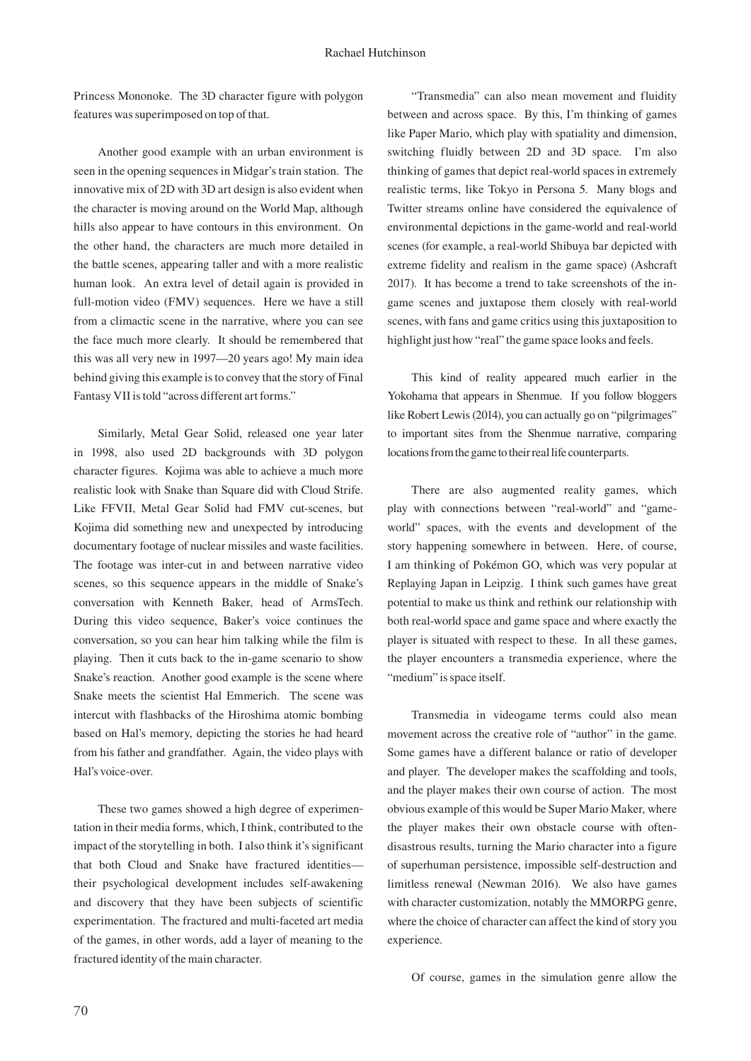Princess Mononoke. The 3D character figure with polygon features was superimposed on top of that.

Another good example with an urban environment is seen in the opening sequences in Midgar's train station. The innovative mix of 2D with 3D art design is also evident when the character is moving around on the World Map, although hills also appear to have contours in this environment. On the other hand, the characters are much more detailed in the battle scenes, appearing taller and with a more realistic human look. An extra level of detail again is provided in full-motion video (FMV) sequences. Here we have a still from a climactic scene in the narrative, where you can see the face much more clearly. It should be remembered that this was all very new in 1997—20 years ago! My main idea behind giving this example is to convey that the story of Final Fantasy VII is told "across different art forms."

Similarly, Metal Gear Solid, released one year later in 1998, also used 2D backgrounds with 3D polygon character figures. Kojima was able to achieve a much more realistic look with Snake than Square did with Cloud Strife. Like FFVII, Metal Gear Solid had FMV cut-scenes, but Kojima did something new and unexpected by introducing documentary footage of nuclear missiles and waste facilities. The footage was inter-cut in and between narrative video scenes, so this sequence appears in the middle of Snake's conversation with Kenneth Baker, head of ArmsTech. During this video sequence, Baker's voice continues the conversation, so you can hear him talking while the film is playing. Then it cuts back to the in-game scenario to show Snake's reaction. Another good example is the scene where Snake meets the scientist Hal Emmerich. The scene was intercut with flashbacks of the Hiroshima atomic bombing based on Hal's memory, depicting the stories he had heard from his father and grandfather. Again, the video plays with Hal's voice-over.

These two games showed a high degree of experimentation in their media forms, which, I think, contributed to the impact of the storytelling in both. I also think it's significant that both Cloud and Snake have fractured identities—their psychological development includes self-awakening and discovery that they have been subjects of scientific experimentation. The fractured and multi-faceted art media of the games, in other words, add a layer of meaning to the fractured identity of the main character.

"Transmedia" can also mean movement and fluidity between and across space. By this, I'm thinking of games like Paper Mario, which play with spatiality and dimension, switching fluidly between 2D and 3D space. I'm also thinking of games that depict real-world spaces in extremely realistic terms, like Tokyo in Persona 5. Many blogs and Twitter streams online have considered the equivalence of environmental depictions in the game-world and real-world scenes (for example, a real-world Shibuya bar depicted with extreme fidelity and realism in the game space) (Ashcraft 2017). It has become a trend to take screenshots of the in-game scenes and juxtapose them closely with real-world scenes, with fans and game critics using this juxtaposition to highlight just how "real" the game space looks and feels.

This kind of reality appeared much earlier in the Yokohama that appears in Shenmue. If you follow bloggers like Robert Lewis (2014), you can actually go on "pilgrimages" to important sites from the Shenmue narrative, comparing locations from the game to their real life counterparts.

There are also augmented reality games, which play with connections between "real-world" and "game-world" spaces, with the events and development of the story happening somewhere in between. Here, of course, I am thinking of Pokémon GO, which was very popular at Replaying Japan in Leipzig. I think such games have great potential to make us think and rethink our relationship with both real-world space and game space and where exactly the player is situated with respect to these. In all these games, the player encounters a transmedia experience, where the "medium" is space itself.

Transmedia in videogame terms could also mean movement across the creative role of "author" in the game. Some games have a different balance or ratio of developer and player. The developer makes the scaffolding and tools, and the player makes their own course of action. The most obvious example of this would be Super Mario Maker, where the player makes their own obstacle course with often-disastrous results, turning the Mario character into a figure of superhuman persistence, impossible self-destruction and limitless renewal (Newman 2016). We also have games with character customization, notably the MMORPG genre, where the choice of character can affect the kind of story you experience.

Of course, games in the simulation genre allow the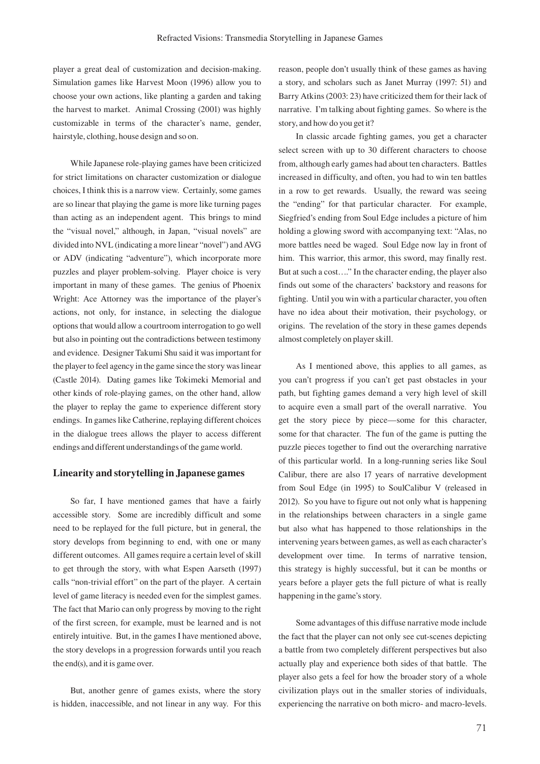player a great deal of customization and decision-making. Simulation games like Harvest Moon (1996) allow you to choose your own actions, like planting a garden and taking the harvest to market. Animal Crossing (2001) was highly customizable in terms of the character's name, gender, hairstyle, clothing, house design and so on.

While Japanese role-playing games have been criticized for strict limitations on character customization or dialogue choices, I think this is a narrow view. Certainly, some games are so linear that playing the game is more like turning pages than acting as an independent agent. This brings to mind the "visual novel," although, in Japan, "visual novels" are divided into NVL (indicating a more linear "novel") and AVG or ADV (indicating "adventure"), which incorporate more puzzles and player problem-solving. Player choice is very important in many of these games. The genius of Phoenix Wright: Ace Attorney was the importance of the player's actions, not only, for instance, in selecting the dialogue options that would allow a courtroom interrogation to go well but also in pointing out the contradictions between testimony and evidence. Designer Takumi Shu said it was important for the player to feel agency in the game since the story was linear (Castle 2014). Dating games like Tokimeki Memorial and other kinds of role-playing games, on the other hand, allow the player to replay the game to experience different story endings. In games like Catherine, replaying different choices in the dialogue trees allows the player to access different endings and different understandings of the game world.

## Linearity and storytelling in Japanese games

So far, I have mentioned games that have a fairly accessible story. Some are incredibly difficult and some need to be replayed for the full picture, but in general, the story develops from beginning to end, with one or many different outcomes. All games require a certain level of skill to get through the story, with what Espen Aarseth (1997) calls "non-trivial effort" on the part of the player. A certain level of game literacy is needed even for the simplest games. The fact that Mario can only progress by moving to the right of the first screen, for example, must be learned and is not entirely intuitive. But, in the games I have mentioned above, the story develops in a progression forwards until you reach the end(s), and it is game over.

But, another genre of games exists, where the story is hidden, inaccessible, and not linear in any way. For this reason, people don't usually think of these games as having a story, and scholars such as Janet Murray (1997: 51) and Barry Atkins (2003: 23) have criticized them for their lack of narrative. I'm talking about fighting games. So where is the story, and how do you get it?

In classic arcade fighting games, you get a character select screen with up to 30 different characters to choose from, although early games had about ten characters. Battles increased in difficulty, and often, you had to win ten battles in a row to get rewards. Usually, the reward was seeing the "ending" for that particular character. For example, Siegfried's ending from Soul Edge includes a picture of him holding a glowing sword with accompanying text: "Alas, no more battles need be waged. Soul Edge now lay in front of him. This warrior, this armor, this sword, may finally rest. But at such a cost…." In the character ending, the player also finds out some of the characters' backstory and reasons for fighting. Until you win with a particular character, you often have no idea about their motivation, their psychology, or origins. The revelation of the story in these games depends almost completely on player skill.

As I mentioned above, this applies to all games, as you can't progress if you can't get past obstacles in your path, but fighting games demand a very high level of skill to acquire even a small part of the overall narrative. You get the story piece by piece—some for this character, some for that character. The fun of the game is putting the puzzle pieces together to find out the overarching narrative of this particular world. In a long-running series like Soul Calibur, there are also 17 years of narrative development from Soul Edge (in 1995) to SoulCalibur V (released in 2012). So you have to figure out not only what is happening in the relationships between characters in a single game but also what has happened to those relationships in the intervening years between games, as well as each character's development over time. In terms of narrative tension, this strategy is highly successful, but it can be months or years before a player gets the full picture of what is really happening in the game's story.

Some advantages of this diffuse narrative mode include the fact that the player can not only see cut-scenes depicting a battle from two completely different perspectives but also actually play and experience both sides of that battle. The player also gets a feel for how the broader story of a whole civilization plays out in the smaller stories of individuals, experiencing the narrative on both micro- and macro-levels.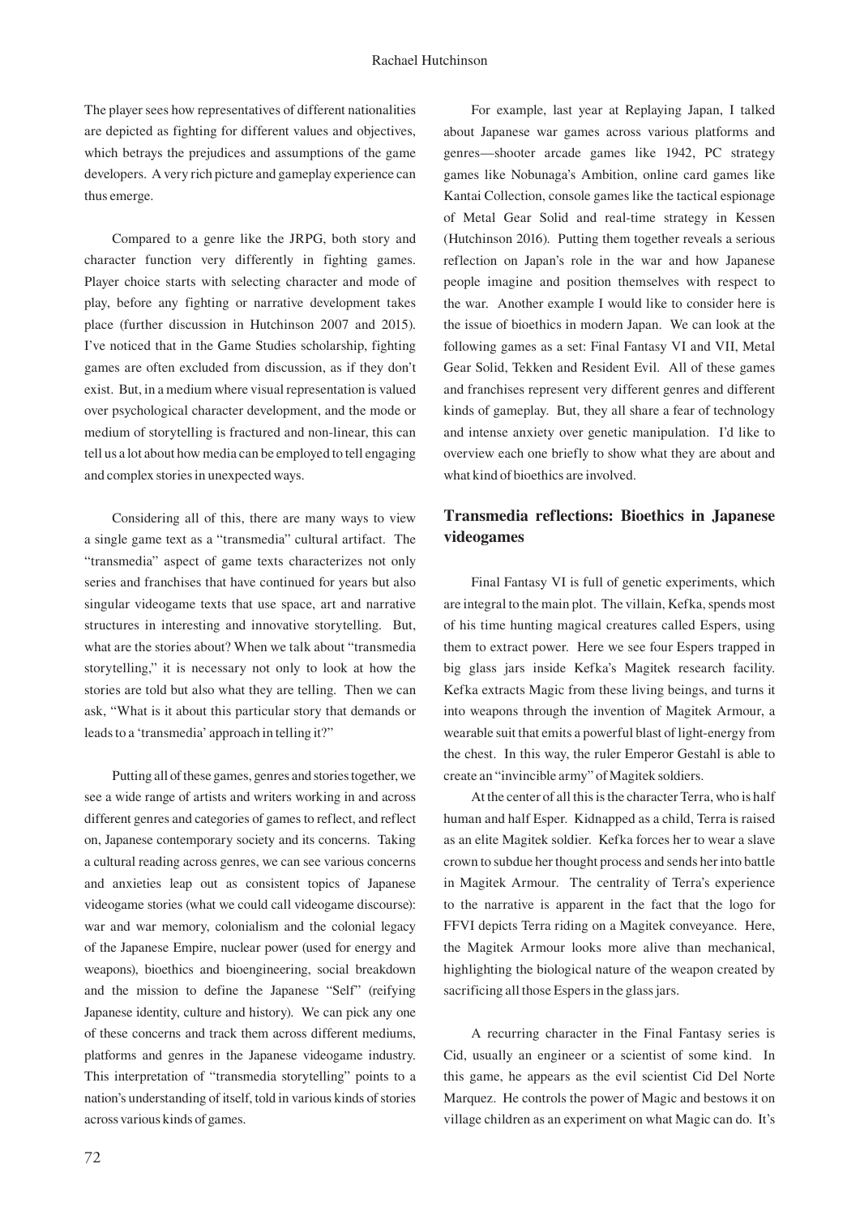The player sees how representatives of different nationalities are depicted as fighting for different values and objectives, which betrays the prejudices and assumptions of the game developers. A very rich picture and gameplay experience can thus emerge.

Compared to a genre like the JRPG, both story and character function very differently in fighting games. Player choice starts with selecting character and mode of play, before any fighting or narrative development takes place (further discussion in Hutchinson 2007 and 2015). I've noticed that in the Game Studies scholarship, fighting games are often excluded from discussion, as if they don't exist. But, in a medium where visual representation is valued over psychological character development, and the mode or medium of storytelling is fractured and non-linear, this can tell us a lot about how media can be employed to tell engaging and complex stories in unexpected ways.

Considering all of this, there are many ways to view a single game text as a "transmedia" cultural artifact. The "transmedia" aspect of game texts characterizes not only series and franchises that have continued for years but also singular videogame texts that use space, art and narrative structures in interesting and innovative storytelling. But, what are the stories about? When we talk about "transmedia storytelling," it is necessary not only to look at how the stories are told but also what they are telling. Then we can ask, "What is it about this particular story that demands or leads to a 'transmedia' approach in telling it?"

Putting all of these games, genres and stories together, we see a wide range of artists and writers working in and across different genres and categories of games to reflect, and reflect on, Japanese contemporary society and its concerns. Taking a cultural reading across genres, we can see various concerns and anxieties leap out as consistent topics of Japanese videogame stories (what we could call videogame discourse): war and war memory, colonialism and the colonial legacy of the Japanese Empire, nuclear power (used for energy and weapons), bioethics and bioengineering, social breakdown and the mission to define the Japanese "Self" (reifying Japanese identity, culture and history). We can pick any one of these concerns and track them across different mediums, platforms and genres in the Japanese videogame industry. This interpretation of "transmedia storytelling" points to a nation's understanding of itself, told in various kinds of stories across various kinds of games.

For example, last year at Replaying Japan, I talked about Japanese war games across various platforms and genres—shooter arcade games like 1942, PC strategy games like Nobunaga's Ambition, online card games like Kantai Collection, console games like the tactical espionage of Metal Gear Solid and real-time strategy in Kessen (Hutchinson 2016). Putting them together reveals a serious reflection on Japan's role in the war and how Japanese people imagine and position themselves with respect to the war. Another example I would like to consider here is the issue of bioethics in modern Japan. We can look at the following games as a set: Final Fantasy VI and VII, Metal Gear Solid, Tekken and Resident Evil. All of these games and franchises represent very different genres and different kinds of gameplay. But, they all share a fear of technology and intense anxiety over genetic manipulation. I'd like to overview each one briefly to show what they are about and what kind of bioethics are involved.

## Transmedia reflections: Bioethics in Japanese videogames

Final Fantasy VI is full of genetic experiments, which are integral to the main plot. The villain, Kefka, spends most of his time hunting magical creatures called Espers, using them to extract power. Here we see four Espers trapped in big glass jars inside Kefka's Magitek research facility. Kefka extracts Magic from these living beings, and turns it into weapons through the invention of Magitek Armour, a wearable suit that emits a powerful blast of light-energy from the chest. In this way, the ruler Emperor Gestahl is able to create an "invincible army" of Magitek soldiers.

At the center of all this is the character Terra, who is half human and half Esper. Kidnapped as a child, Terra is raised as an elite Magitek soldier. Kefka forces her to wear a slave crown to subdue her thought process and sends her into battle in Magitek Armour. The centrality of Terra's experience to the narrative is apparent in the fact that the logo for FFVI depicts Terra riding on a Magitek conveyance. Here, the Magitek Armour looks more alive than mechanical, highlighting the biological nature of the weapon created by sacrificing all those Espers in the glass jars.

A recurring character in the Final Fantasy series is Cid, usually an engineer or a scientist of some kind. In this game, he appears as the evil scientist Cid Del Norte Marquez. He controls the power of Magic and bestows it on village children as an experiment on what Magic can do. It's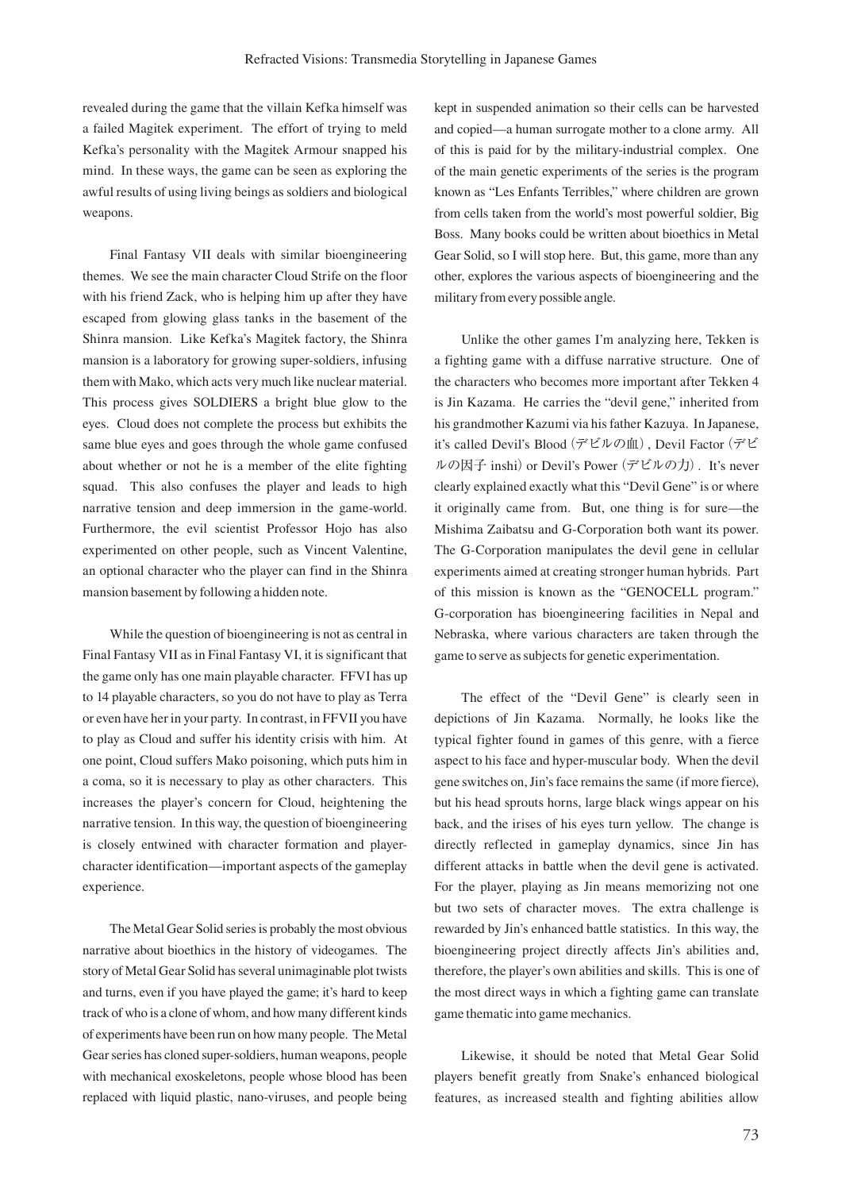revealed during the game that the villain Kefka himself was a failed Magitek experiment. The effort of trying to meld Kefka's personality with the Magitek Armour snapped his mind. In these ways, the game can be seen as exploring the awful results of using living beings as soldiers and biological weapons.

Final Fantasy VII deals with similar bioengineering themes. We see the main character Cloud Strife on the floor with his friend Zack, who is helping him up after they have escaped from glowing glass tanks in the basement of the Shinra mansion. Like Kefka's Magitek factory, the Shinra mansion is a laboratory for growing super-soldiers, infusing them with Mako, which acts very much like nuclear material. This process gives SOLDIERS a bright blue glow to the eyes. Cloud does not complete the process but exhibits the same blue eyes and goes through the whole game confused about whether or not he is a member of the elite fighting squad. This also confuses the player and leads to high narrative tension and deep immersion in the game-world. Furthermore, the evil scientist Professor Hojo has also experimented on other people, such as Vincent Valentine, an optional character who the player can find in the Shinra mansion basement by following a hidden note.

While the question of bioengineering is not as central in Final Fantasy VII as in Final Fantasy VI, it is significant that the game only has one main playable character. FFVI has up to 14 playable characters, so you do not have to play as Terra or even have her in your party. In contrast, in FFVII you have to play as Cloud and suffer his identity crisis with him. At one point, Cloud suffers Mako poisoning, which puts him in a coma, so it is necessary to play as other characters. This increases the player's concern for Cloud, heightening the narrative tension. In this way, the question of bioengineering is closely entwined with character formation and player-character identification—important aspects of the gameplay experience.

The Metal Gear Solid series is probably the most obvious narrative about bioethics in the history of videogames. The story of Metal Gear Solid has several unimaginable plot twists and turns, even if you have played the game; it's hard to keep track of who is a clone of whom, and how many different kinds of experiments have been run on how many people. The Metal Gear series has cloned super-soldiers, human weapons, people with mechanical exoskeletons, people whose blood has been replaced with liquid plastic, nano-viruses, and people being kept in suspended animation so their cells can be harvested and copied—a human surrogate mother to a clone army. All of this is paid for by the military-industrial complex. One of the main genetic experiments of the series is the program known as "Les Enfants Terribles," where children are grown from cells taken from the world's most powerful soldier, Big Boss. Many books could be written about bioethics in Metal Gear Solid, so I will stop here. But, this game, more than any other, explores the various aspects of bioengineering and the military from every possible angle.

Unlike the other games I'm analyzing here, Tekken is a fighting game with a diffuse narrative structure. One of the characters who becomes more important after Tekken 4 is Jin Kazama. He carries the "devil gene," inherited from his grandmother Kazumi via his father Kazuya. In Japanese, it's called Devil's Blood (デビルの血), Devil Factor (デビルの因子 inshi) or Devil's Power (デビルの力). It's never clearly explained exactly what this "Devil Gene" is or where it originally came from. But, one thing is for sure—the Mishima Zaibatsu and G-Corporation both want its power. The G-Corporation manipulates the devil gene in cellular experiments aimed at creating stronger human hybrids. Part of this mission is known as the "GENOCELL program." G-corporation has bioengineering facilities in Nepal and Nebraska, where various characters are taken through the game to serve as subjects for genetic experimentation.

The effect of the "Devil Gene" is clearly seen in depictions of Jin Kazama. Normally, he looks like the typical fighter found in games of this genre, with a fierce aspect to his face and hyper-muscular body. When the devil gene switches on, Jin's face remains the same (if more fierce), but his head sprouts horns, large black wings appear on his back, and the irises of his eyes turn yellow. The change is directly reflected in gameplay dynamics, since Jin has different attacks in battle when the devil gene is activated. For the player, playing as Jin means memorizing not one but two sets of character moves. The extra challenge is rewarded by Jin's enhanced battle statistics. In this way, the bioengineering project directly affects Jin's abilities and, therefore, the player's own abilities and skills. This is one of the most direct ways in which a fighting game can translate game thematic into game mechanics.

Likewise, it should be noted that Metal Gear Solid players benefit greatly from Snake's enhanced biological features, as increased stealth and fighting abilities allow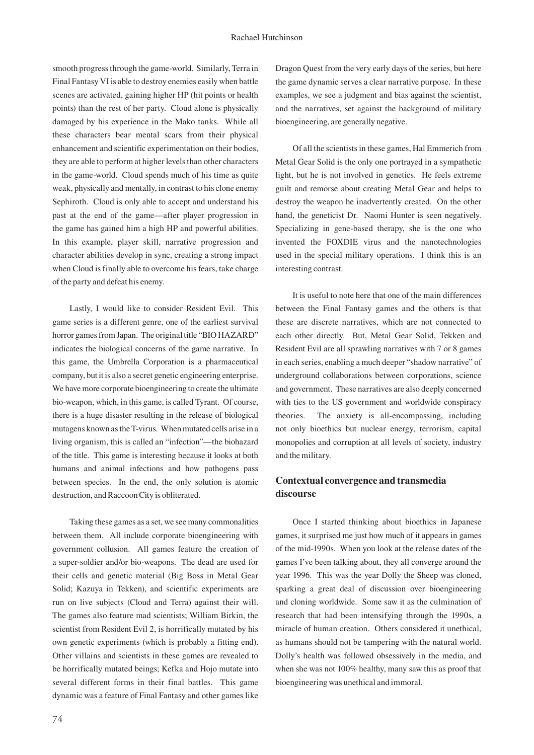smooth progress through the game-world. Similarly, Terra in Final Fantasy VI is able to destroy enemies easily when battle scenes are activated, gaining higher HP (hit points or health points) than the rest of her party. Cloud alone is physically damaged by his experience in the Mako tanks. While all these characters bear mental scars from their physical enhancement and scientific experimentation on their bodies, they are able to perform at higher levels than other characters in the game-world. Cloud spends much of his time as quite weak, physically and mentally, in contrast to his clone enemy Sephiroth. Cloud is only able to accept and understand his past at the end of the game—after player progression in the game has gained him a high HP and powerful abilities. In this example, player skill, narrative progression and character abilities develop in sync, creating a strong impact when Cloud is finally able to overcome his fears, take charge of the party and defeat his enemy.

Lastly, I would like to consider Resident Evil. This game series is a different genre, one of the earliest survival horror games from Japan. The original title "BIO HAZARD" indicates the biological concerns of the game narrative. In this game, the Umbrella Corporation is a pharmaceutical company, but it is also a secret genetic engineering enterprise. We have more corporate bioengineering to create the ultimate bio-weapon, which, in this game, is called Tyrant. Of course, there is a huge disaster resulting in the release of biological mutagens known as the T-virus. When mutated cells arise in a living organism, this is called an "infection"—the biohazard of the title. This game is interesting because it looks at both humans and animal infections and how pathogens pass between species. In the end, the only solution is atomic destruction, and Raccoon City is obliterated.

Taking these games as a set, we see many commonalities between them. All include corporate bioengineering with government collusion. All games feature the creation of a super-soldier and/or bio-weapons. The dead are used for their cells and genetic material (Big Boss in Metal Gear Solid; Kazuya in Tekken), and scientific experiments are run on live subjects (Cloud and Terra) against their will. The games also feature mad scientists; William Birkin, the scientist from Resident Evil 2, is horrifically mutated by his own genetic experiments (which is probably a fitting end). Other villains and scientists in these games are revealed to be horrifically mutated beings; Kefka and Hojo mutate into several different forms in their final battles. This game dynamic was a feature of Final Fantasy and other games like Dragon Quest from the very early days of the series, but here the game dynamic serves a clear narrative purpose. In these examples, we see a judgment and bias against the scientist, and the narratives, set against the background of military bioengineering, are generally negative.

Of all the scientists in these games, Hal Emmerich from Metal Gear Solid is the only one portrayed in a sympathetic light, but he is not involved in genetics. He feels extreme guilt and remorse about creating Metal Gear and helps to destroy the weapon he inadvertently created. On the other hand, the geneticist Dr. Naomi Hunter is seen negatively. Specializing in gene-based therapy, she is the one who invented the FOXDIE virus and the nanotechnologies used in the special military operations. I think this is an interesting contrast.

It is useful to note here that one of the main differences between the Final Fantasy games and the others is that these are discrete narratives, which are not connected to each other directly. But, Metal Gear Solid, Tekken and Resident Evil are all sprawling narratives with 7 or 8 games in each series, enabling a much deeper "shadow narrative" of underground collaborations between corporations, science and government. These narratives are also deeply concerned with ties to the US government and worldwide conspiracy theories. The anxiety is all-encompassing, including not only bioethics but nuclear energy, terrorism, capital monopolies and corruption at all levels of society, industry and the military.

## Contextual convergence and transmedia discourse

Once I started thinking about bioethics in Japanese games, it surprised me just how much of it appears in games of the mid-1990s. When you look at the release dates of the games I've been talking about, they all converge around the year 1996. This was the year Dolly the Sheep was cloned, sparking a great deal of discussion over bioengineering and cloning worldwide. Some saw it as the culmination of research that had been intensifying through the 1990s, a miracle of human creation. Others considered it unethical, as humans should not be tampering with the natural world. Dolly's health was followed obsessively in the media, and when she was not 100% healthy, many saw this as proof that bioengineering was unethical and immoral.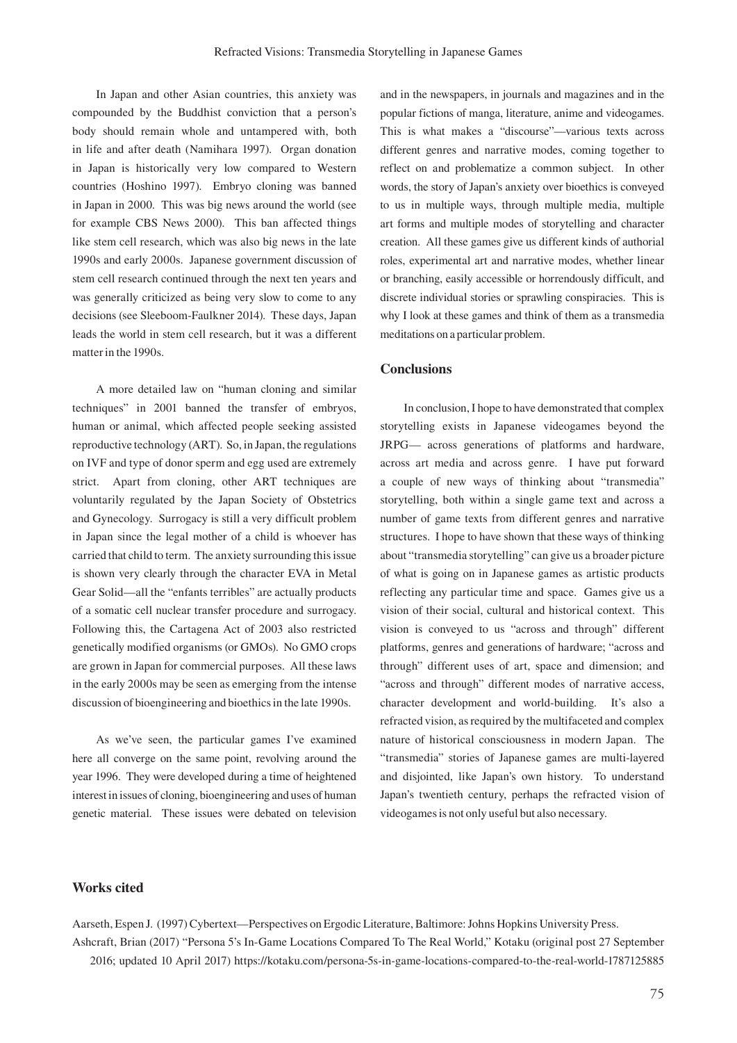In Japan and other Asian countries, this anxiety was compounded by the Buddhist conviction that a person's body should remain whole and untampered with, both in life and after death (Namihara 1997). Organ donation in Japan is historically very low compared to Western countries (Hoshino 1997). Embryo cloning was banned in Japan in 2000. This was big news around the world (see for example CBS News 2000). This ban affected things like stem cell research, which was also big news in the late 1990s and early 2000s. Japanese government discussion of stem cell research continued through the next ten years and was generally criticized as being very slow to come to any decisions (see Sleeboom-Faulkner 2014). These days, Japan leads the world in stem cell research, but it was a different matter in the 1990s.

A more detailed law on "human cloning and similar techniques" in 2001 banned the transfer of embryos, human or animal, which affected people seeking assisted reproductive technology (ART). So, in Japan, the regulations on IVF and type of donor sperm and egg used are extremely strict. Apart from cloning, other ART techniques are voluntarily regulated by the Japan Society of Obstetrics and Gynecology. Surrogacy is still a very difficult problem in Japan since the legal mother of a child is whoever has carried that child to term. The anxiety surrounding this issue is shown very clearly through the character EVA in Metal Gear Solid—all the "enfants terribles" are actually products of a somatic cell nuclear transfer procedure and surrogacy. Following this, the Cartagena Act of 2003 also restricted genetically modified organisms (or GMOs). No GMO crops are grown in Japan for commercial purposes. All these laws in the early 2000s may be seen as emerging from the intense discussion of bioengineering and bioethics in the late 1990s.

As we've seen, the particular games I've examined here all converge on the same point, revolving around the year 1996. They were developed during a time of heightened interest in issues of cloning, bioengineering and uses of human genetic material. These issues were debated on television and in the newspapers, in journals and magazines and in the popular fictions of manga, literature, anime and videogames. This is what makes a "discourse"—various texts across different genres and narrative modes, coming together to reflect on and problematize a common subject. In other words, the story of Japan's anxiety over bioethics is conveyed to us in multiple ways, through multiple media, multiple art forms and multiple modes of storytelling and character creation. All these games give us different kinds of authorial roles, experimental art and narrative modes, whether linear or branching, easily accessible or horrendously difficult, and discrete individual stories or sprawling conspiracies. This is why I look at these games and think of them as a transmedia meditations on a particular problem.

## Conclusions

In conclusion, I hope to have demonstrated that complex storytelling exists in Japanese videogames beyond the JRPG— across generations of platforms and hardware, across art media and across genre. I have put forward a couple of new ways of thinking about "transmedia" storytelling, both within a single game text and across a number of game texts from different genres and narrative structures. I hope to have shown that these ways of thinking about "transmedia storytelling" can give us a broader picture of what is going on in Japanese games as artistic products reflecting any particular time and space. Games give us a vision of their social, cultural and historical context. This vision is conveyed to us "across and through" different platforms, genres and generations of hardware; "across and through" different uses of art, space and dimension; and "across and through" different modes of narrative access, character development and world-building. It's also a refracted vision, as required by the multifaceted and complex nature of historical consciousness in modern Japan. The "transmedia" stories of Japanese games are multi-layered and disjointed, like Japan's own history. To understand Japan's twentieth century, perhaps the refracted vision of videogames is not only useful but also necessary.

## Works cited

Aarseth, Espen J. (1997) Cybertext—Perspectives on Ergodic Literature, Baltimore: Johns Hopkins University Press.

Ashcraft, Brian (2017) "Persona 5's In-Game Locations Compared To The Real World," Kotaku (original post 27 September 2016; updated 10 April 2017) https://kotaku.com/persona-5s-in-game-locations-compared-to-the-real-world-1787125885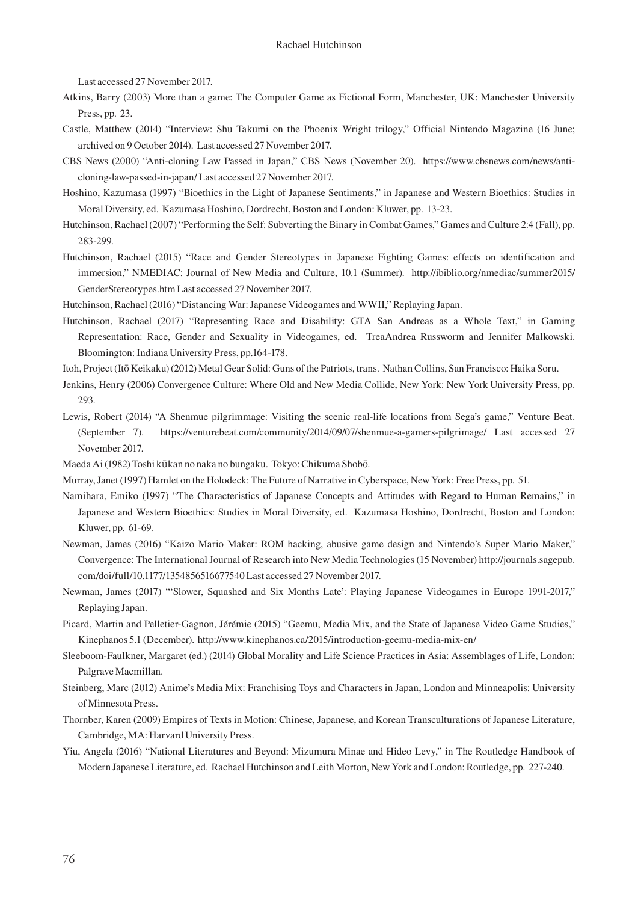Last accessed 27 November 2017.

Atkins, Barry (2003) More than a game: The Computer Game as Fictional Form, Manchester, UK: Manchester University Press, pp. 23.

Castle, Matthew (2014) "Interview: Shu Takumi on the Phoenix Wright trilogy," Official Nintendo Magazine (16 June; archived on 9 October 2014). Last accessed 27 November 2017.

CBS News (2000) "Anti-cloning Law Passed in Japan," CBS News (November 20). https://www.cbsnews.com/news/anti-cloning-law-passed-in-japan/ Last accessed 27 November 2017.

Hoshino, Kazumasa (1997) "Bioethics in the Light of Japanese Sentiments," in Japanese and Western Bioethics: Studies in Moral Diversity, ed. Kazumasa Hoshino, Dordrecht, Boston and London: Kluwer, pp. 13-23.

Hutchinson, Rachael (2007) "Performing the Self: Subverting the Binary in Combat Games," Games and Culture 2:4 (Fall), pp. 283-299.

Hutchinson, Rachael (2015) "Race and Gender Stereotypes in Japanese Fighting Games: effects on identification and immersion," NMEDIAC: Journal of New Media and Culture, 10.1 (Summer). http://ibiblio.org/nmediac/summer2015/GenderStereotypes.htm Last accessed 27 November 2017.

Hutchinson, Rachael (2016) "Distancing War: Japanese Videogames and WWII," Replaying Japan.

Hutchinson, Rachael (2017) "Representing Race and Disability: GTA San Andreas as a Whole Text," in Gaming Representation: Race, Gender and Sexuality in Videogames, ed. TreaAndrea Russworm and Jennifer Malkowski. Bloomington: Indiana University Press, pp.164-178.

Itoh, Project (Itō Keikaku) (2012) Metal Gear Solid: Guns of the Patriots, trans. Nathan Collins, San Francisco: Haika Soru.

Jenkins, Henry (2006) Convergence Culture: Where Old and New Media Collide, New York: New York University Press, pp. 293.

Lewis, Robert (2014) "A Shenmue pilgrimmage: Visiting the scenic real-life locations from Sega's game," Venture Beat. (September 7). https://venturebeat.com/community/2014/09/07/shenmue-a-gamers-pilgrimage/ Last accessed 27 November 2017.

Maeda Ai (1982) Toshi kūkan no naka no bungaku. Tokyo: Chikuma Shobō.

Murray, Janet (1997) Hamlet on the Holodeck: The Future of Narrative in Cyberspace, New York: Free Press, pp. 51.

Namihara, Emiko (1997) "The Characteristics of Japanese Concepts and Attitudes with Regard to Human Remains," in Japanese and Western Bioethics: Studies in Moral Diversity, ed. Kazumasa Hoshino, Dordrecht, Boston and London: Kluwer, pp. 61-69.

Newman, James (2016) "Kaizo Mario Maker: ROM hacking, abusive game design and Nintendo's Super Mario Maker," Convergence: The International Journal of Research into New Media Technologies (15 November) http://journals.sagepub.com/doi/full/10.1177/1354856516677540 Last accessed 27 November 2017.

Newman, James (2017) "'Slower, Squashed and Six Months Late': Playing Japanese Videogames in Europe 1991-2017," Replaying Japan.

Picard, Martin and Pelletier-Gagnon, Jérémie (2015) "Geemu, Media Mix, and the State of Japanese Video Game Studies," Kinephanos 5.1 (December). http://www.kinephanos.ca/2015/introduction-geemu-media-mix-en/

Sleeboom-Faulkner, Margaret (ed.) (2014) Global Morality and Life Science Practices in Asia: Assemblages of Life, London: Palgrave Macmillan.

Steinberg, Marc (2012) Anime's Media Mix: Franchising Toys and Characters in Japan, London and Minneapolis: University of Minnesota Press.

Thornber, Karen (2009) Empires of Texts in Motion: Chinese, Japanese, and Korean Transculturations of Japanese Literature, Cambridge, MA: Harvard University Press.

Yiu, Angela (2016) "National Literatures and Beyond: Mizumura Minae and Hideo Levy," in The Routledge Handbook of Modern Japanese Literature, ed. Rachael Hutchinson and Leith Morton, New York and London: Routledge, pp. 227-240.